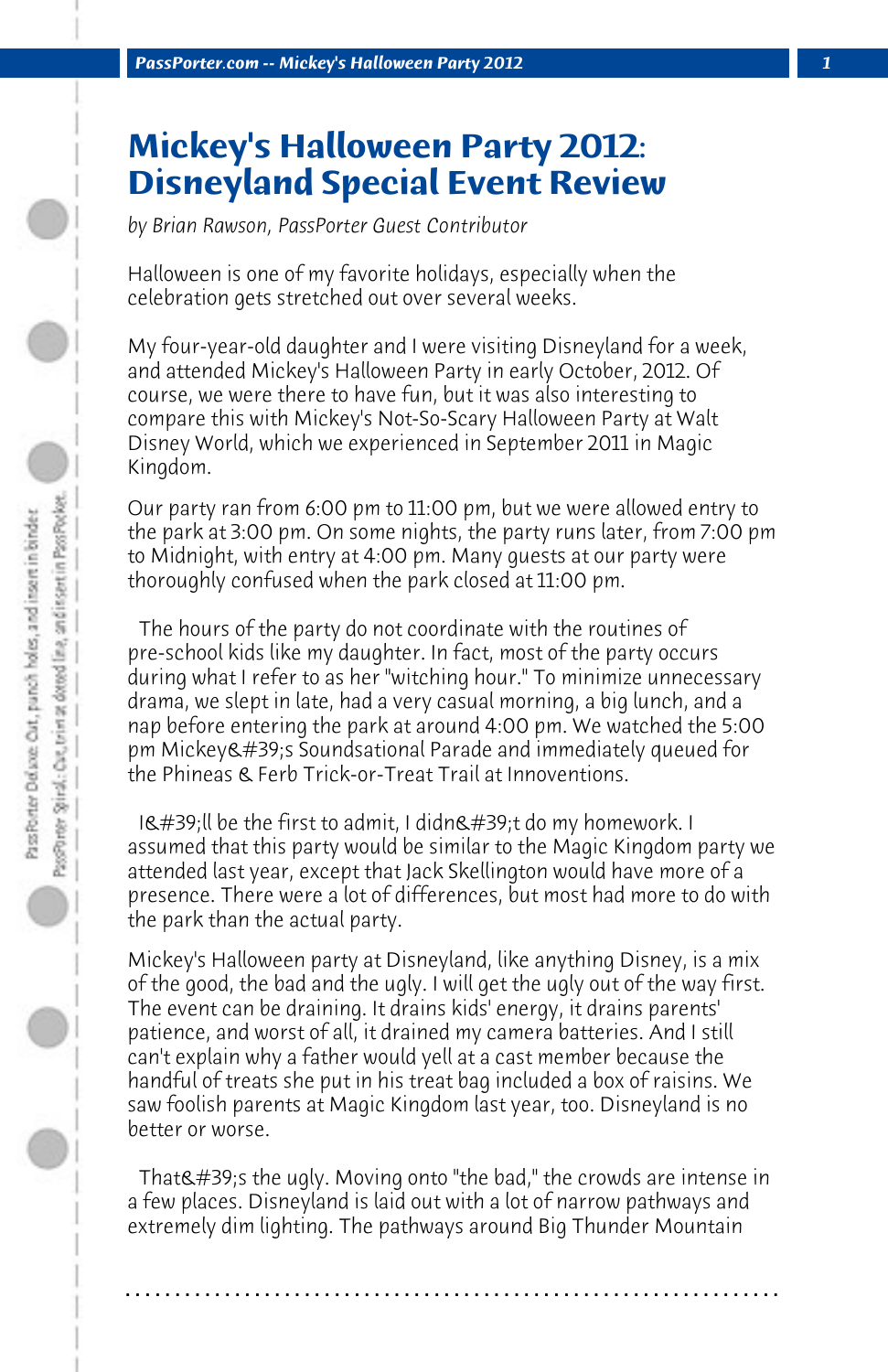# Mickey's Halloween Party 2012: Disneyland Special Event Review

*by Brian Rawson, PassPorter Guest Contributor*

Halloween is one of my favorite holidays, especially when the celebration gets stretched out over several weeks.

My four-year-old daughter and I were visiting Disneyland for a week, and attended Mickey's Halloween Party in early October, 2012. Of course, we were there to have fun, but it was also interesting to compare this with Mickey's Not-So-Scary Halloween Party at Walt Disney World, which we experienced in September 2011 in Magic Kingdom.

Our party ran from 6:00 pm to 11:00 pm, but we were allowed entry to the park at 3:00 pm. On some nights, the party runs later, from 7:00 pm to Midnight, with entry at 4:00 pm. Many guests at our party were thoroughly confused when the park closed at 11:00 pm.

The hours of the party do not coordinate with the routines of pre-school kids like my daughter. In fact, most of the party occurs during what I refer to as her "witching hour." To minimize unnecessary drama, we slept in late, had a very casual morning, a big lunch, and a nap before entering the park at around 4:00 pm. We watched the 5:00 pm Mickey&#39;s Soundsational Parade and immediately queued for the Phineas & Ferb Trick-or-Treat Trail at Innoventions.

I&#39;ll be the first to admit, I didn&#39;t do my homework. I assumed that this party would be similar to the Magic Kingdom party we attended last year, except that Jack Skellington would have more of a presence. There were a lot of differences, but most had more to do with the park than the actual party.

Mickey's Halloween party at Disneyland, like anything Disney, is a mix of the good, the bad and the ugly. I will get the ugly out of the way first. The event can be draining. It drains kids' energy, it drains parents' patience, and worst of all, it drained my camera batteries. And I still can't explain why a father would yell at a cast member because the handful of treats she put in his treat bag included a box of raisins. We saw foolish parents at Magic Kingdom last year, too. Disneyland is no better or worse.

That&#39;s the ugly. Moving onto "the bad," the crowds are intense in a few places. Disneyland is laid out with a lot of narrow pathways and extremely dim lighting. The pathways around Big Thunder Mountain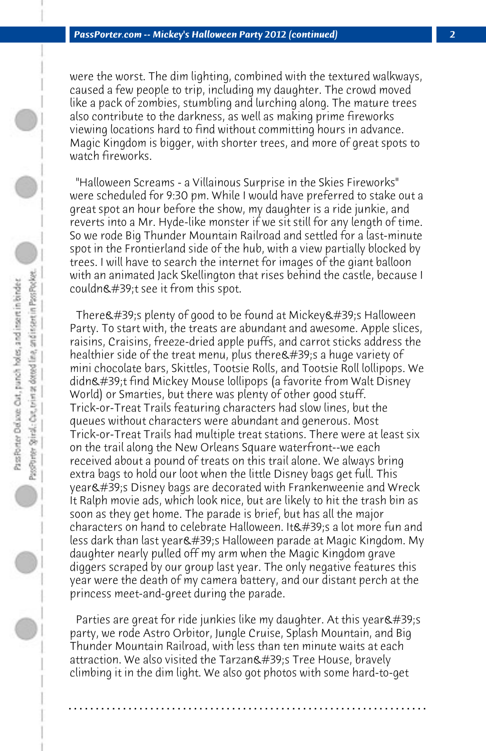were the worst. The dim lighting, combined with the textured walkways, caused a few people to trip, including my daughter. The crowd moved like a pack of zombies, stumbling and lurching along. The mature trees also contribute to the darkness, as well as making prime fireworks viewing locations hard to find without committing hours in advance. Magic Kingdom is bigger, with shorter trees, and more of great spots to watch fireworks.

"Halloween Screams - a Villainous Surprise in the Skies Fireworks" were scheduled for 9:30 pm. While I would have preferred to stake out a great spot an hour before the show, my daughter is a ride junkie, and reverts into a Mr. Hyde-like monster if we sit still for any length of time. So we rode Big Thunder Mountain Railroad and settled for a last-minute spot in the Frontierland side of the hub, with a view partially blocked by trees. I will have to search the internet for images of the giant balloon with an animated Jack Skellington that rises behind the castle, because I couldn&#39;t see it from this spot.

There&#39;s plenty of good to be found at Mickey&#39;s Halloween Party. To start with, the treats are abundant and awesome. Apple slices, raisins, Craisins, freeze-dried apple puffs, and carrot sticks address the healthier side of the treat menu, plus there&#39;s a huge variety of mini chocolate bars, Skittles, Tootsie Rolls, and Tootsie Roll lollipops. We didn&#39;t find Mickey Mouse lollipops (a favorite from Walt Disney World) or Smarties, but there was plenty of other good stuff. Trick-or-Treat Trails featuring characters had slow lines, but the queues without characters were abundant and generous. Most Trick-or-Treat Trails had multiple treat stations. There were at least six on the trail along the New Orleans Square waterfront--we each received about a pound of treats on this trail alone. We always bring extra bags to hold our loot when the little Disney bags get full. This year&#39;s Disney bags are decorated with Frankenweenie and Wreck It Ralph movie ads, which look nice, but are likely to hit the trash bin as soon as they get home. The parade is brief, but has all the major characters on hand to celebrate Halloween. It&#39;s a lot more fun and less dark than last year&#39;s Halloween parade at Magic Kingdom. My daughter nearly pulled off my arm when the Magic Kingdom grave diggers scraped by our group last year. The only negative features this year were the death of my camera battery, and our distant perch at the princess meet-and-greet during the parade.

Parties are great for ride junkies like my daughter. At this year&#39;s party, we rode Astro Orbitor, Jungle Cruise, Splash Mountain, and Big Thunder Mountain Railroad, with less than ten minute waits at each attraction. We also visited the Tarzan&#39;s Tree House, bravely climbing it in the dim light. We also got photos with some hard-to-get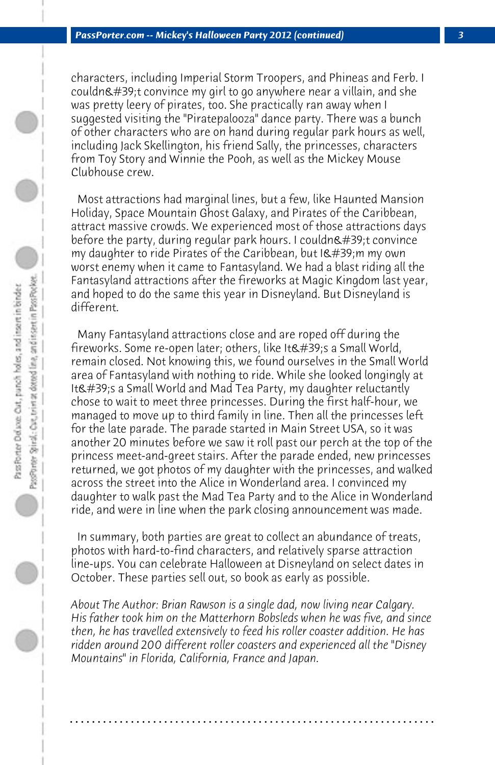characters, including Imperial Storm Troopers, and Phineas and Ferb. I couldn&#39;t convince my girl to go anywhere near a villain, and she was pretty leery of pirates, too. She practically ran away when I suggested visiting the "Piratepalooza" dance party. There was a bunch of other characters who are on hand during regular park hours as well, including Jack Skellington, his friend Sally, the princesses, characters from Toy Story and Winnie the Pooh, as well as the Mickey Mouse Clubhouse crew.

Most attractions had marginal lines, but a few, like Haunted Mansion Holiday, Space Mountain Ghost Galaxy, and Pirates of the Caribbean, attract massive crowds. We experienced most of those attractions days before the party, during regular park hours. I couldn&#39;t convince my daughter to ride Pirates of the Caribbean, but I&#39;m my own worst enemy when it came to Fantasyland. We had a blast riding all the Fantasyland attractions after the fireworks at Magic Kingdom last year, and hoped to do the same this year in Disneyland. But Disneyland is different.

Many Fantasyland attractions close and are roped off during the fireworks. Some re-open later; others, like It&#39;s a Small World, remain closed. Not knowing this, we found ourselves in the Small World area of Fantasyland with nothing to ride. While she looked longingly at It&#39;s a Small World and Mad Tea Party, my daughter reluctantly chose to wait to meet three princesses. During the first half-hour, we managed to move up to third family in line. Then all the princesses left for the late parade. The parade started in Main Street USA, so it was another 20 minutes before we saw it roll past our perch at the top of the princess meet-and-greet stairs. After the parade ended, new princesses returned, we got photos of my daughter with the princesses, and walked across the street into the Alice in Wonderland area. I convinced my daughter to walk past the Mad Tea Party and to the Alice in Wonderland ride, and were in line when the park closing announcement was made.

In summary, both parties are great to collect an abundance of treats, photos with hard-to-find characters, and relatively sparse attraction line-ups. You can celebrate Halloween at Disneyland on select dates in October. These parties sell out, so book as early as possible.

*About The Author: Brian Rawson is a single dad, now living near Calgary. His father took him on the Matterhorn Bobsleds when he was five, and since then, he has travelled extensively to feed his roller coaster addition. He has ridden around 200 different roller coasters and experienced all the "Disney Mountains" in Florida, California, France and Japan.*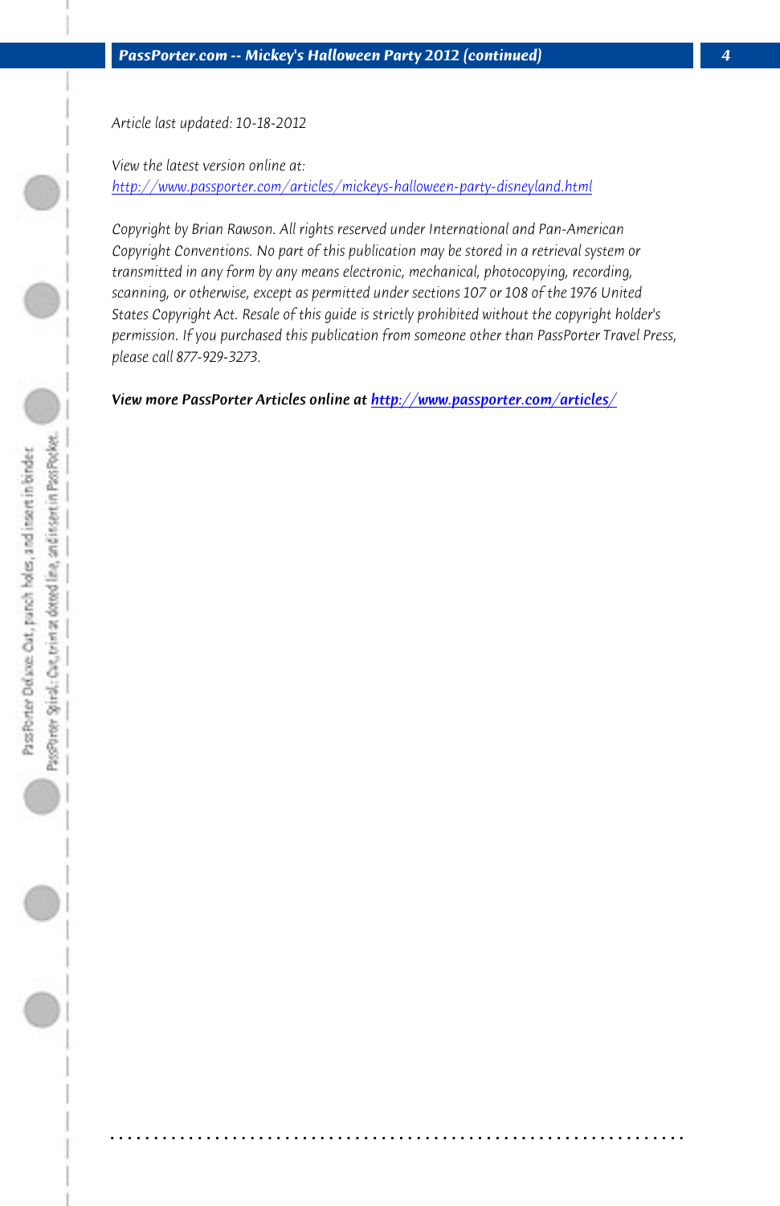*Article last updated: 10-18-2012*

*View the latest version online at:*
*http://www.passporter.com/articles/mickeys-halloween-party-disneyland.html*

*Copyright by Brian Rawson. All rights reserved under International and Pan-American Copyright Conventions. No part of this publication may be stored in a retrieval system or transmitted in any form by any means electronic, mechanical, photocopying, recording, scanning, or otherwise, except as permitted under sections 107 or 108 of the 1976 United States Copyright Act. Resale of this guide is strictly prohibited without the copyright holder's permission. If you purchased this publication from someone other than PassPorter Travel Press, please call 877-929-3273.*

***View more PassPorter Articles online at http://www.passporter.com/articles/***